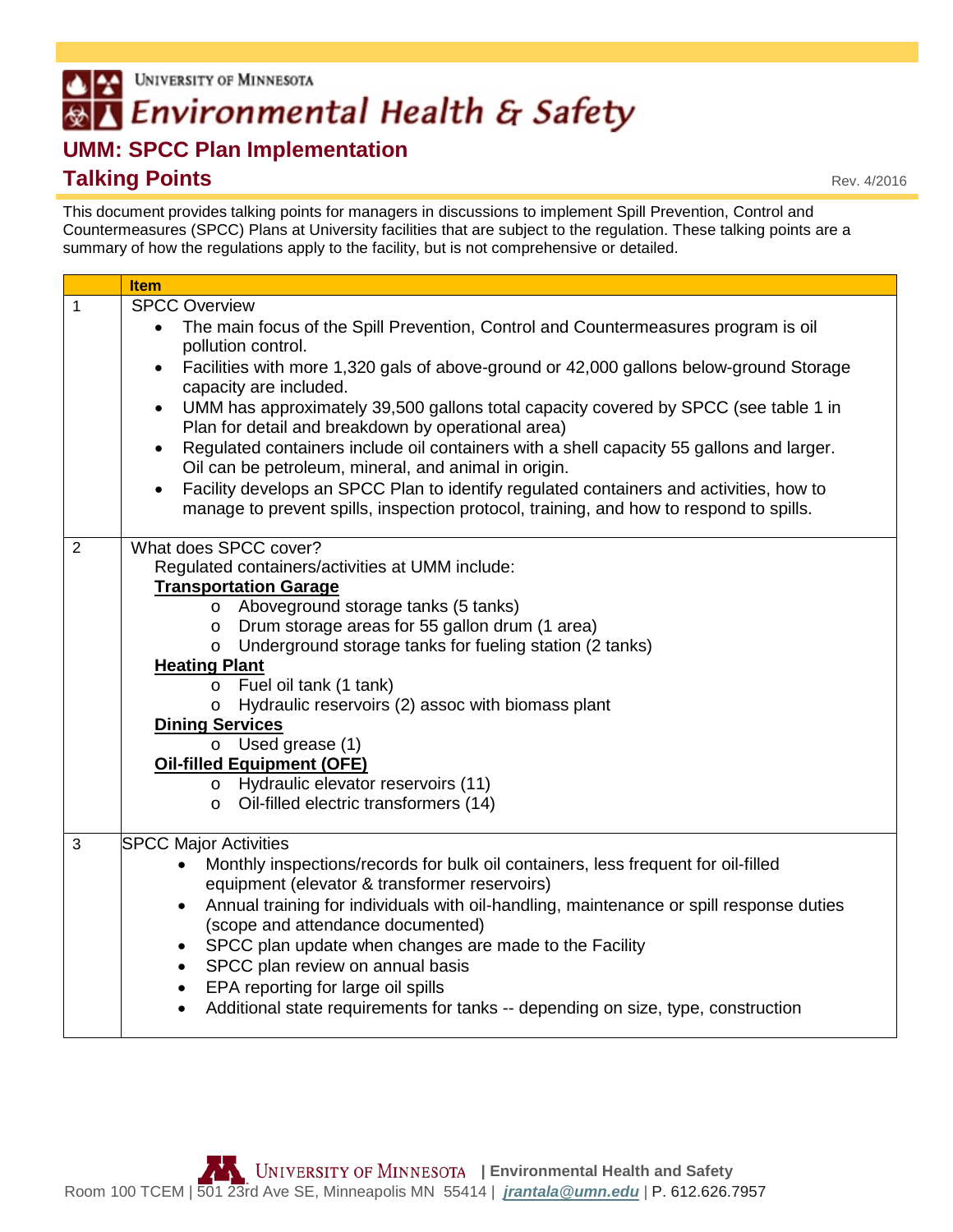University of Minnesota

# Environmental Health & Safety

## UMM: SPCC Plan Implementation

## Talking Points

Rev. 4/2016

This document provides talking points for managers in discussions to implement Spill Prevention, Control and Countermeasures (SPCC) Plans at University facilities that are subject to the regulation. These talking points are a summary of how the regulations apply to the facility, but is not comprehensive or detailed.

| | **Item** |
|---|---|
| 1 | SPCC Overview<br>• The main focus of the Spill Prevention, Control and Countermeasures program is oil pollution control.<br>• Facilities with more 1,320 gals of above-ground or 42,000 gallons below-ground Storage capacity are included.<br>• UMM has approximately 39,500 gallons total capacity covered by SPCC (see table 1 in Plan for detail and breakdown by operational area)<br>• Regulated containers include oil containers with a shell capacity 55 gallons and larger. Oil can be petroleum, mineral, and animal in origin.<br>• Facility develops an SPCC Plan to identify regulated containers and activities, how to manage to prevent spills, inspection protocol, training, and how to respond to spills. |
| 2 | What does SPCC cover?<br>Regulated containers/activities at UMM include:<br>**Transportation Garage**<br>o Aboveground storage tanks (5 tanks)<br>o Drum storage areas for 55 gallon drum (1 area)<br>o Underground storage tanks for fueling station (2 tanks)<br>**Heating Plant**<br>o Fuel oil tank (1 tank)<br>o Hydraulic reservoirs (2) assoc with biomass plant<br>**Dining Services**<br>o Used grease (1)<br>**Oil-filled Equipment (OFE)**<br>o Hydraulic elevator reservoirs (11)<br>o Oil-filled electric transformers (14) |
| 3 | SPCC Major Activities<br>• Monthly inspections/records for bulk oil containers, less frequent for oil-filled equipment (elevator & transformer reservoirs)<br>• Annual training for individuals with oil-handling, maintenance or spill response duties (scope and attendance documented)<br>• SPCC plan update when changes are made to the Facility<br>• SPCC plan review on annual basis<br>• EPA reporting for large oil spills<br>• Additional state requirements for tanks -- depending on size, type, construction |

University of Minnesota | **Environmental Health and Safety**
Room 100 TCEM | 501 23rd Ave SE, Minneapolis MN 55414 | ***jrantala@umn.edu*** | P. 612.626.7957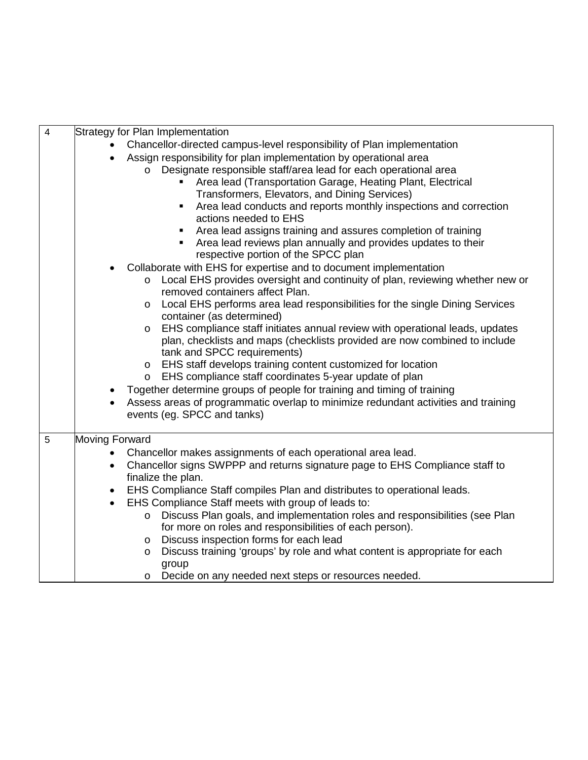| | |
|---|---|
| 4 | Strategy for Plan Implementation<br>• Chancellor-directed campus-level responsibility of Plan implementation<br>• Assign responsibility for plan implementation by operational area<br>  o Designate responsible staff/area lead for each operational area<br>    ▪ Area lead (Transportation Garage, Heating Plant, Electrical Transformers, Elevators, and Dining Services)<br>    ▪ Area lead conducts and reports monthly inspections and correction actions needed to EHS<br>    ▪ Area lead assigns training and assures completion of training<br>    ▪ Area lead reviews plan annually and provides updates to their respective portion of the SPCC plan<br>• Collaborate with EHS for expertise and to document implementation<br>  o Local EHS provides oversight and continuity of plan, reviewing whether new or removed containers affect Plan.<br>  o Local EHS performs area lead responsibilities for the single Dining Services container (as determined)<br>  o EHS compliance staff initiates annual review with operational leads, updates plan, checklists and maps (checklists provided are now combined to include tank and SPCC requirements)<br>  o EHS staff develops training content customized for location<br>  o EHS compliance staff coordinates 5-year update of plan<br>• Together determine groups of people for training and timing of training<br>• Assess areas of programmatic overlap to minimize redundant activities and training events (eg. SPCC and tanks) |
| 5 | Moving Forward<br>• Chancellor makes assignments of each operational area lead.<br>• Chancellor signs SWPPP and returns signature page to EHS Compliance staff to finalize the plan.<br>• EHS Compliance Staff compiles Plan and distributes to operational leads.<br>• EHS Compliance Staff meets with group of leads to:<br>  o Discuss Plan goals, and implementation roles and responsibilities (see Plan for more on roles and responsibilities of each person).<br>  o Discuss inspection forms for each lead<br>  o Discuss training 'groups' by role and what content is appropriate for each group<br>  o Decide on any needed next steps or resources needed. |